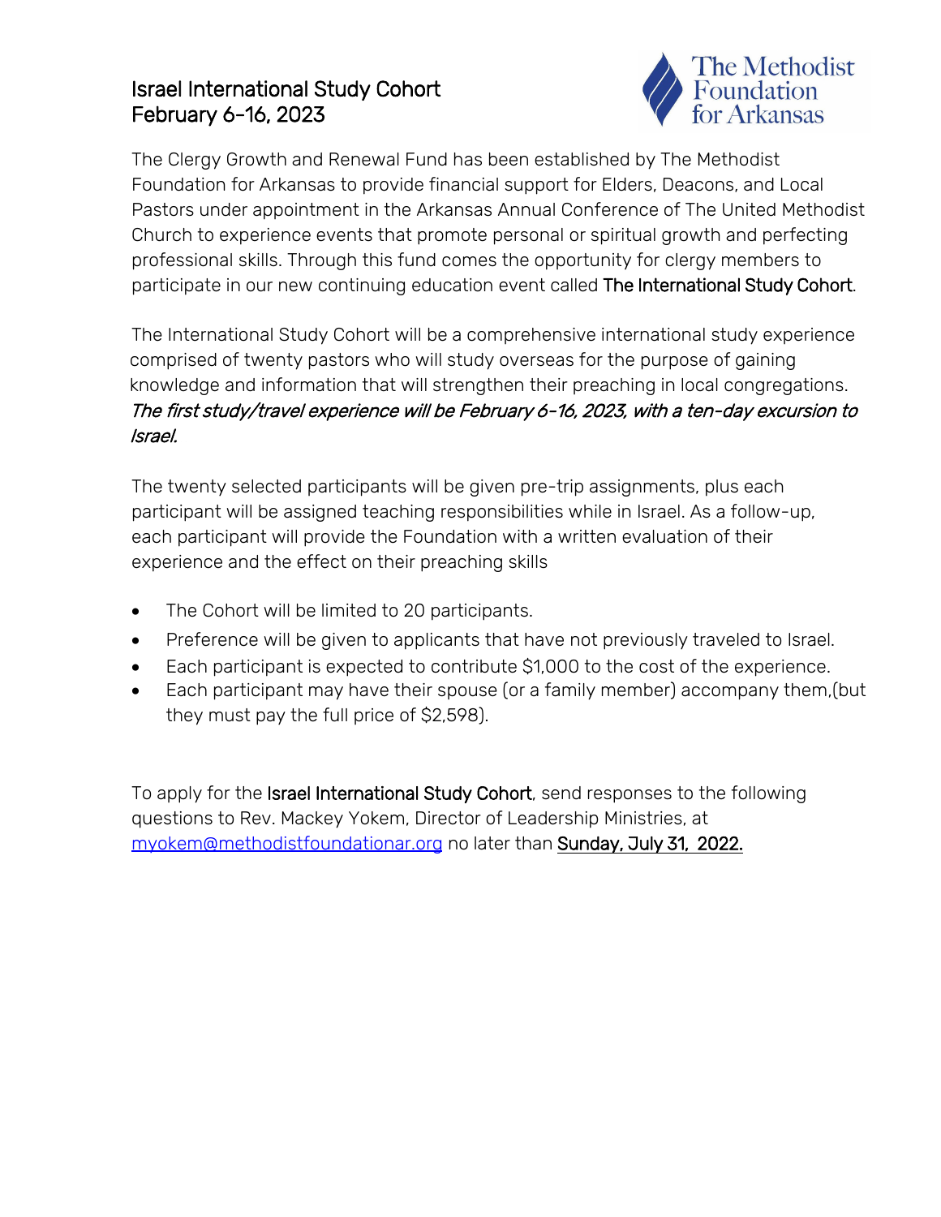# Israel International Study Cohort
## February 6-16, 2023

The Methodist Foundation for Arkansas

The Clergy Growth and Renewal Fund has been established by The Methodist Foundation for Arkansas to provide financial support for Elders, Deacons, and Local Pastors under appointment in the Arkansas Annual Conference of The United Methodist Church to experience events that promote personal or spiritual growth and perfecting professional skills. Through this fund comes the opportunity for clergy members to participate in our new continuing education event called The International Study Cohort.

The International Study Cohort will be a comprehensive international study experience comprised of twenty pastors who will study overseas for the purpose of gaining knowledge and information that will strengthen their preaching in local congregations. *The first study/travel experience will be February 6-16, 2023, with a ten-day excursion to Israel.*

The twenty selected participants will be given pre-trip assignments, plus each participant will be assigned teaching responsibilities while in Israel. As a follow-up, each participant will provide the Foundation with a written evaluation of their experience and the effect on their preaching skills

- The Cohort will be limited to 20 participants.
- Preference will be given to applicants that have not previously traveled to Israel.
- Each participant is expected to contribute $1,000 to the cost of the experience.
- Each participant may have their spouse (or a family member) accompany them,(but they must pay the full price of $2,598).

To apply for the Israel International Study Cohort, send responses to the following questions to Rev. Mackey Yokem, Director of Leadership Ministries, at myokem@methodistfoundationar.org no later than Sunday, July 31, 2022.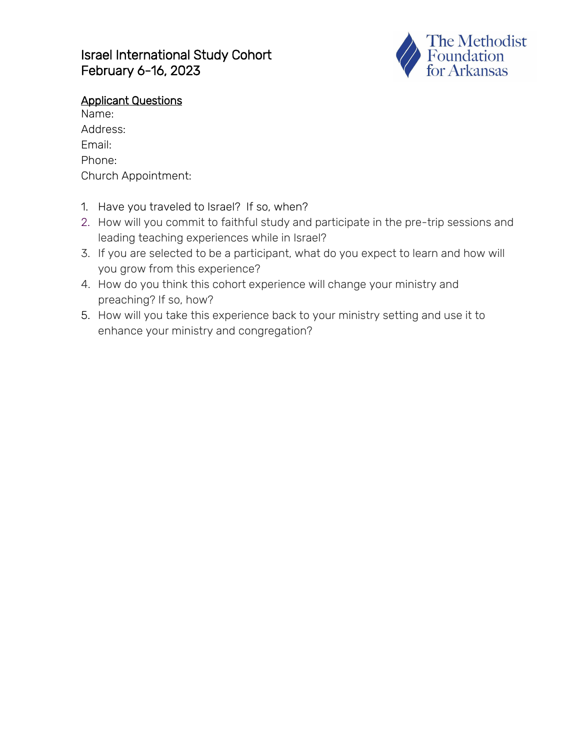Israel International Study Cohort
February 6-16, 2023

The Methodist Foundation for Arkansas

<u>Applicant Questions</u>

Name:
Address:
Email:
Phone:
Church Appointment:

1. Have you traveled to Israel? If so, when?
2. How will you commit to faithful study and participate in the pre-trip sessions and leading teaching experiences while in Israel?
3. If you are selected to be a participant, what do you expect to learn and how will you grow from this experience?
4. How do you think this cohort experience will change your ministry and preaching? If so, how?
5. How will you take this experience back to your ministry setting and use it to enhance your ministry and congregation?